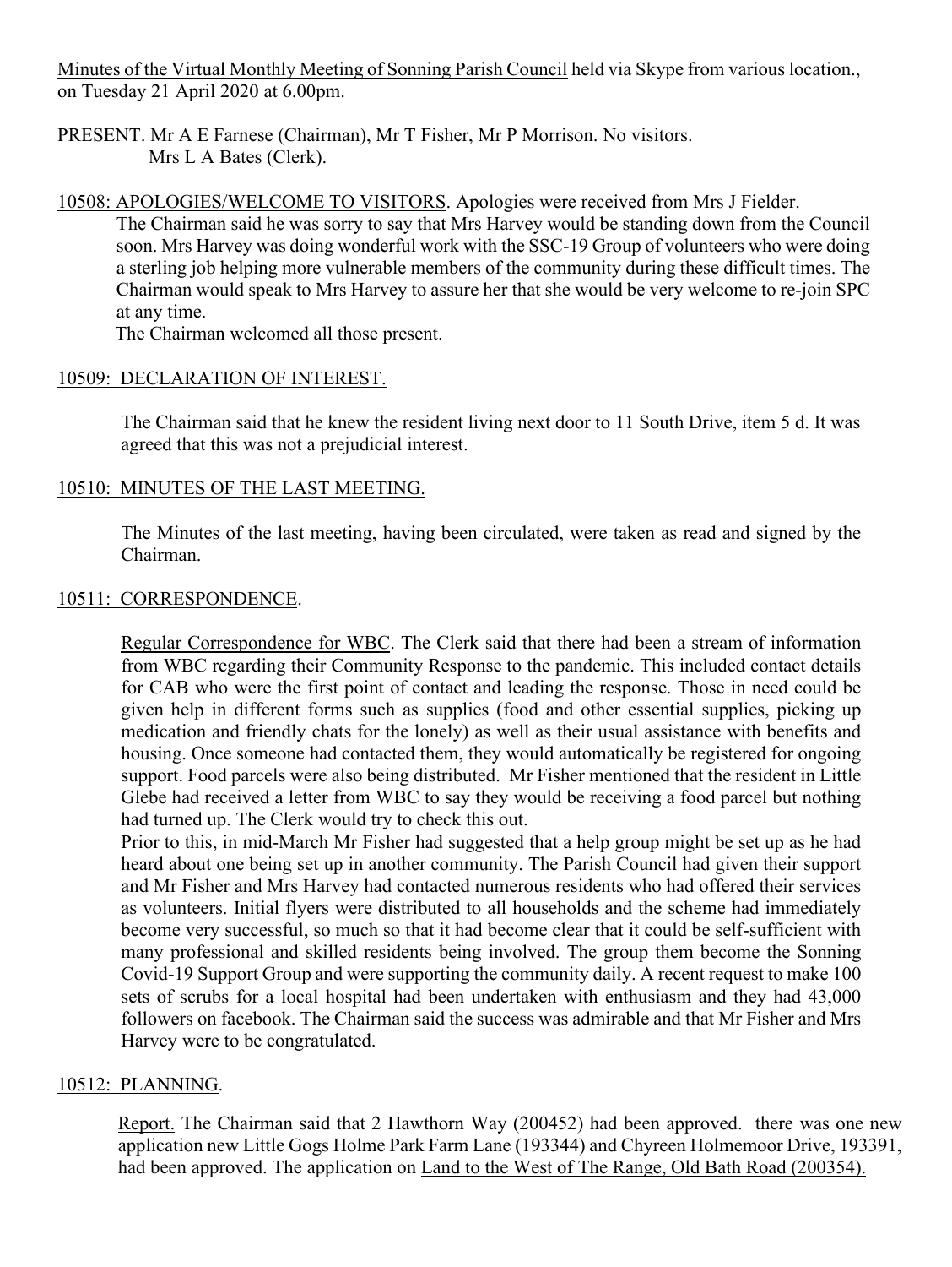Minutes of the Virtual Monthly Meeting of Sonning Parish Council held via Skype from various location., on Tuesday 21 April 2020 at 6.00pm.

PRESENT. Mr A E Farnese (Chairman), Mr T Fisher, Mr P Morrison. No visitors.
Mrs L A Bates (Clerk).

10508: APOLOGIES/WELCOME TO VISITORS. Apologies were received from Mrs J Fielder.
The Chairman said he was sorry to say that Mrs Harvey would be standing down from the Council soon. Mrs Harvey was doing wonderful work with the SSC-19 Group of volunteers who were doing a sterling job helping more vulnerable members of the community during these difficult times. The Chairman would speak to Mrs Harvey to assure her that she would be very welcome to re-join SPC at any time.
The Chairman welcomed all those present.

10509: DECLARATION OF INTEREST.

The Chairman said that he knew the resident living next door to 11 South Drive, item 5 d. It was agreed that this was not a prejudicial interest.

10510: MINUTES OF THE LAST MEETING.

The Minutes of the last meeting, having been circulated, were taken as read and signed by the Chairman.

10511: CORRESPONDENCE.

Regular Correspondence for WBC. The Clerk said that there had been a stream of information from WBC regarding their Community Response to the pandemic. This included contact details for CAB who were the first point of contact and leading the response. Those in need could be given help in different forms such as supplies (food and other essential supplies, picking up medication and friendly chats for the lonely) as well as their usual assistance with benefits and housing. Once someone had contacted them, they would automatically be registered for ongoing support. Food parcels were also being distributed. Mr Fisher mentioned that the resident in Little Glebe had received a letter from WBC to say they would be receiving a food parcel but nothing had turned up. The Clerk would try to check this out.
Prior to this, in mid-March Mr Fisher had suggested that a help group might be set up as he had heard about one being set up in another community. The Parish Council had given their support and Mr Fisher and Mrs Harvey had contacted numerous residents who had offered their services as volunteers. Initial flyers were distributed to all households and the scheme had immediately become very successful, so much so that it had become clear that it could be self-sufficient with many professional and skilled residents being involved. The group them become the Sonning Covid-19 Support Group and were supporting the community daily. A recent request to make 100 sets of scrubs for a local hospital had been undertaken with enthusiasm and they had 43,000 followers on facebook. The Chairman said the success was admirable and that Mr Fisher and Mrs Harvey were to be congratulated.

10512: PLANNING.

Report. The Chairman said that 2 Hawthorn Way (200452) had been approved. there was one new application new Little Gogs Holme Park Farm Lane (193344) and Chyreen Holmemoor Drive, 193391, had been approved. The application on Land to the West of The Range, Old Bath Road (200354).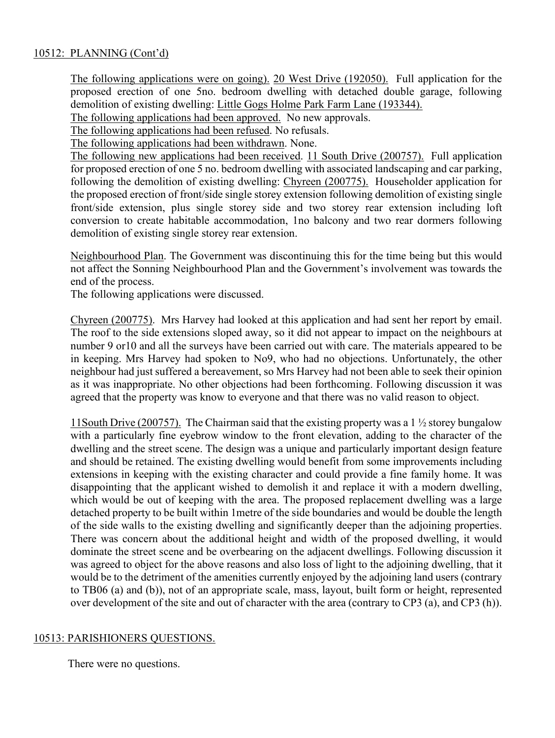10512: PLANNING (Cont'd)

The following applications were on going). 20 West Drive (192050). Full application for the proposed erection of one 5no. bedroom dwelling with detached double garage, following demolition of existing dwelling: Little Gogs Holme Park Farm Lane (193344).

The following applications had been approved. No new approvals.

The following applications had been refused. No refusals.

The following applications had been withdrawn. None.

The following new applications had been received. 11 South Drive (200757). Full application for proposed erection of one 5 no. bedroom dwelling with associated landscaping and car parking, following the demolition of existing dwelling: Chyreen (200775). Householder application for the proposed erection of front/side single storey extension following demolition of existing single front/side extension, plus single storey side and two storey rear extension including loft conversion to create habitable accommodation, 1no balcony and two rear dormers following demolition of existing single storey rear extension.

Neighbourhood Plan. The Government was discontinuing this for the time being but this would not affect the Sonning Neighbourhood Plan and the Government's involvement was towards the end of the process.

The following applications were discussed.

Chyreen (200775). Mrs Harvey had looked at this application and had sent her report by email. The roof to the side extensions sloped away, so it did not appear to impact on the neighbours at number 9 or10 and all the surveys have been carried out with care. The materials appeared to be in keeping. Mrs Harvey had spoken to No9, who had no objections. Unfortunately, the other neighbour had just suffered a bereavement, so Mrs Harvey had not been able to seek their opinion as it was inappropriate. No other objections had been forthcoming. Following discussion it was agreed that the property was know to everyone and that there was no valid reason to object.

11South Drive (200757). The Chairman said that the existing property was a 1 ½ storey bungalow with a particularly fine eyebrow window to the front elevation, adding to the character of the dwelling and the street scene. The design was a unique and particularly important design feature and should be retained. The existing dwelling would benefit from some improvements including extensions in keeping with the existing character and could provide a fine family home. It was disappointing that the applicant wished to demolish it and replace it with a modern dwelling, which would be out of keeping with the area. The proposed replacement dwelling was a large detached property to be built within 1metre of the side boundaries and would be double the length of the side walls to the existing dwelling and significantly deeper than the adjoining properties. There was concern about the additional height and width of the proposed dwelling, it would dominate the street scene and be overbearing on the adjacent dwellings. Following discussion it was agreed to object for the above reasons and also loss of light to the adjoining dwelling, that it would be to the detriment of the amenities currently enjoyed by the adjoining land users (contrary to TB06 (a) and (b)), not of an appropriate scale, mass, layout, built form or height, represented over development of the site and out of character with the area (contrary to CP3 (a), and CP3 (h)).

10513: PARISHIONERS QUESTIONS.

There were no questions.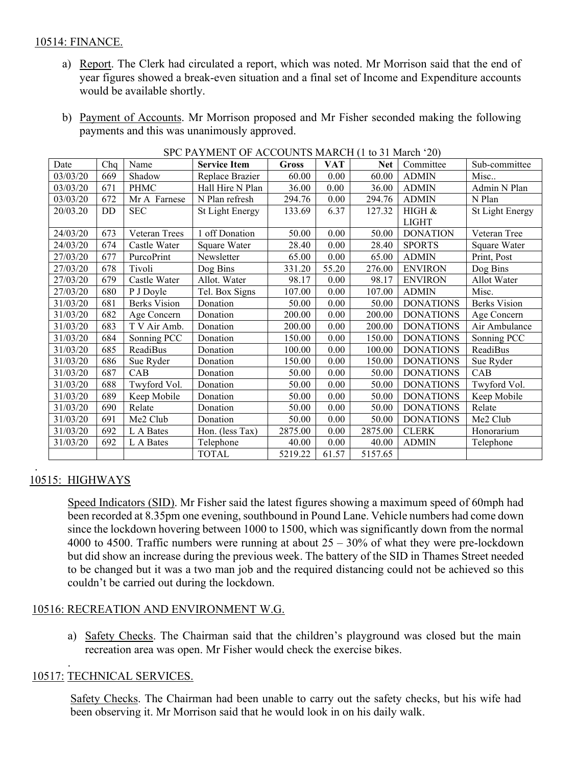## 10514: FINANCE.

a) Report. The Clerk had circulated a report, which was noted. Mr Morrison said that the end of year figures showed a break-even situation and a final set of Income and Expenditure accounts would be available shortly.

b) Payment of Accounts. Mr Morrison proposed and Mr Fisher seconded making the following payments and this was unanimously approved.

SPC PAYMENT OF ACCOUNTS MARCH (1 to 31 March '20)

| Date | Chq | Name | **Service Item** | **Gross** | **VAT** | **Net** | Committee | Sub-committee |
|---|---|---|---|---|---|---|---|---|
| 03/03/20 | 669 | Shadow | Replace Brazier | 60.00 | 0.00 | 60.00 | ADMIN | Misc.. |
| 03/03/20 | 671 | PHMC | Hall Hire N Plan | 36.00 | 0.00 | 36.00 | ADMIN | Admin N Plan |
| 03/03/20 | 672 | Mr A Farnese | N Plan refresh | 294.76 | 0.00 | 294.76 | ADMIN | N Plan |
| 20/03.20 | DD | SEC | St Light Energy | 133.69 | 6.37 | 127.32 | HIGH & LIGHT | St Light Energy |
| 24/03/20 | 673 | Veteran Trees | 1 off Donation | 50.00 | 0.00 | 50.00 | DONATION | Veteran Tree |
| 24/03/20 | 674 | Castle Water | Square Water | 28.40 | 0.00 | 28.40 | SPORTS | Square Water |
| 27/03/20 | 677 | PurcoPrint | Newsletter | 65.00 | 0.00 | 65.00 | ADMIN | Print, Post |
| 27/03/20 | 678 | Tivoli | Dog Bins | 331.20 | 55.20 | 276.00 | ENVIRON | Dog Bins |
| 27/03/20 | 679 | Castle Water | Allot. Water | 98.17 | 0.00 | 98.17 | ENVIRON | Allot Water |
| 27/03/20 | 680 | P J Doyle | Tel. Box Signs | 107.00 | 0.00 | 107.00 | ADMIN | Misc. |
| 31/03/20 | 681 | Berks Vision | Donation | 50.00 | 0.00 | 50.00 | DONATIONS | Berks Vision |
| 31/03/20 | 682 | Age Concern | Donation | 200.00 | 0.00 | 200.00 | DONATIONS | Age Concern |
| 31/03/20 | 683 | T V Air Amb. | Donation | 200.00 | 0.00 | 200.00 | DONATIONS | Air Ambulance |
| 31/03/20 | 684 | Sonning PCC | Donation | 150.00 | 0.00 | 150.00 | DONATIONS | Sonning PCC |
| 31/03/20 | 685 | ReadiBus | Donation | 100.00 | 0.00 | 100.00 | DONATIONS | ReadiBus |
| 31/03/20 | 686 | Sue Ryder | Donation | 150.00 | 0.00 | 150.00 | DONATIONS | Sue Ryder |
| 31/03/20 | 687 | CAB | Donation | 50.00 | 0.00 | 50.00 | DONATIONS | CAB |
| 31/03/20 | 688 | Twyford Vol. | Donation | 50.00 | 0.00 | 50.00 | DONATIONS | Twyford Vol. |
| 31/03/20 | 689 | Keep Mobile | Donation | 50.00 | 0.00 | 50.00 | DONATIONS | Keep Mobile |
| 31/03/20 | 690 | Relate | Donation | 50.00 | 0.00 | 50.00 | DONATIONS | Relate |
| 31/03/20 | 691 | Me2 Club | Donation | 50.00 | 0.00 | 50.00 | DONATIONS | Me2 Club |
| 31/03/20 | 692 | L A Bates | Hon. (less Tax) | 2875.00 | 0.00 | 2875.00 | CLERK | Honorarium |
| 31/03/20 | 692 | L A Bates | Telephone | 40.00 | 0.00 | 40.00 | ADMIN | Telephone |
| | | | TOTAL | 5219.22 | 61.57 | 5157.65 | | |

## 10515: HIGHWAYS

Speed Indicators (SID). Mr Fisher said the latest figures showing a maximum speed of 60mph had been recorded at 8.35pm one evening, southbound in Pound Lane. Vehicle numbers had come down since the lockdown hovering between 1000 to 1500, which was significantly down from the normal 4000 to 4500. Traffic numbers were running at about 25 – 30% of what they were pre-lockdown but did show an increase during the previous week. The battery of the SID in Thames Street needed to be changed but it was a two man job and the required distancing could not be achieved so this couldn't be carried out during the lockdown.

## 10516: RECREATION AND ENVIRONMENT W.G.

a) Safety Checks. The Chairman said that the children's playground was closed but the main recreation area was open. Mr Fisher would check the exercise bikes.

## 10517: TECHNICAL SERVICES.

Safety Checks. The Chairman had been unable to carry out the safety checks, but his wife had been observing it. Mr Morrison said that he would look in on his daily walk.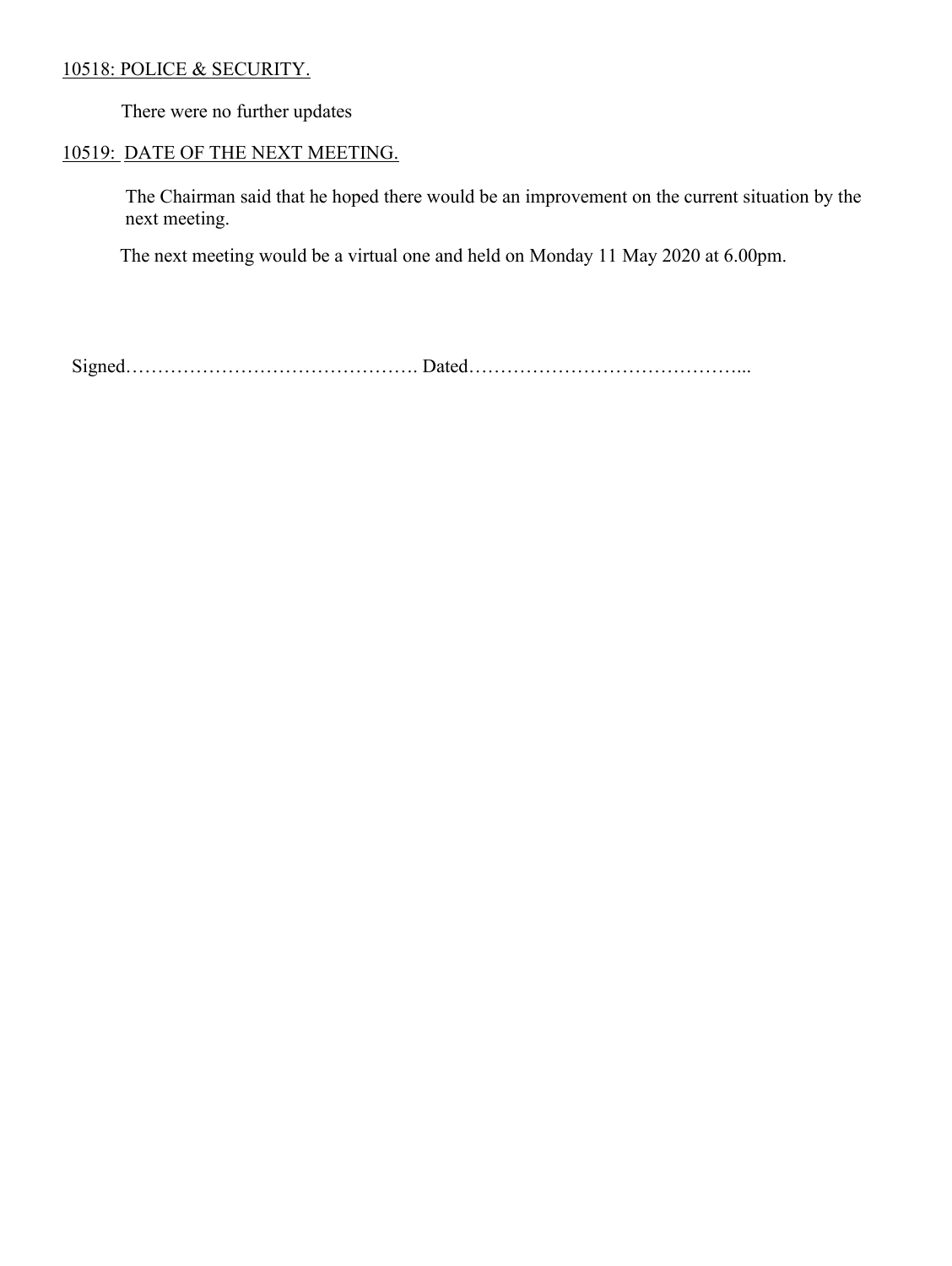10518: POLICE & SECURITY.

There were no further updates

10519: DATE OF THE NEXT MEETING.

The Chairman said that he hoped there would be an improvement on the current situation by the next meeting.

The next meeting would be a virtual one and held on Monday 11 May 2020 at 6.00pm.

Signed………………………………………. Dated……………………………………...